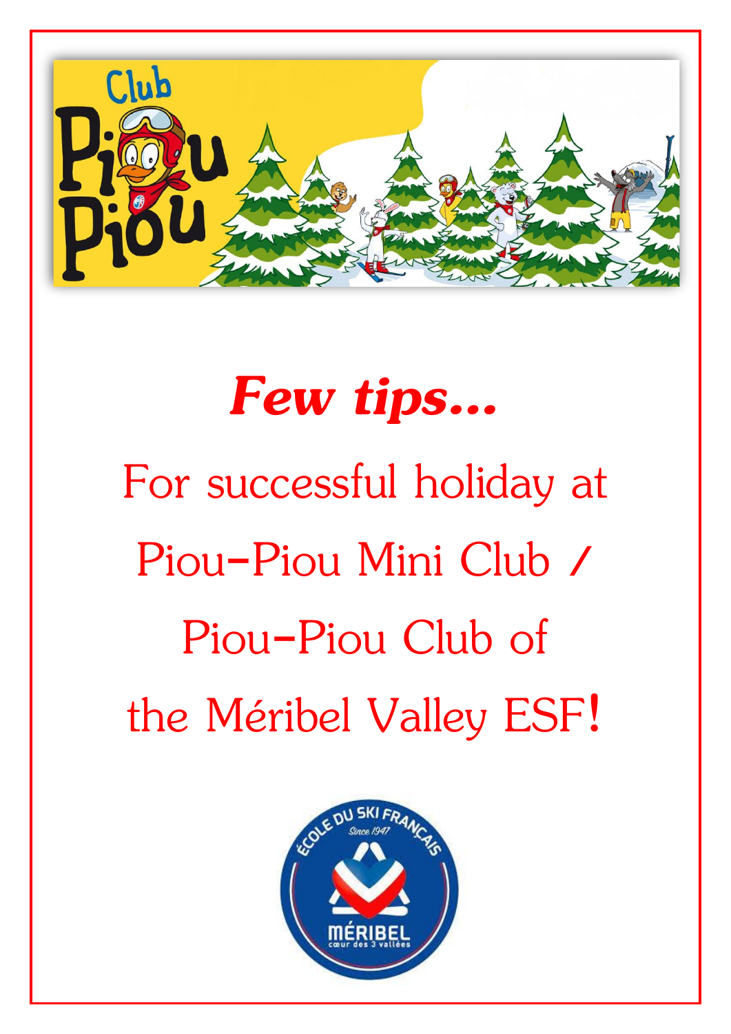# *Few tips...*

For successful holiday at Piou-Piou Mini Club / Piou-Piou Club of the Méribel Valley ESF!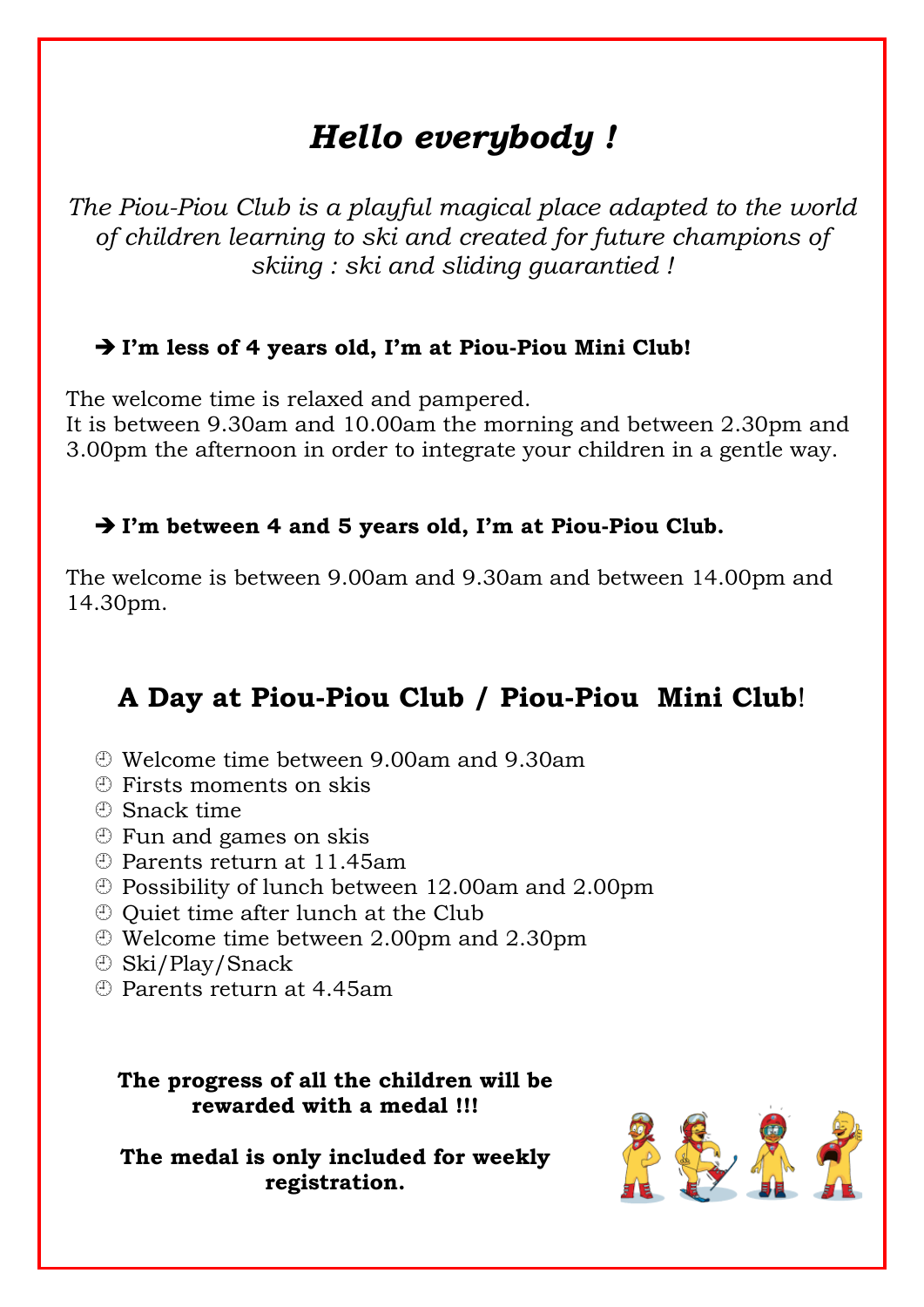# *Hello everybody !*

*The Piou-Piou Club is a playful magical place adapted to the world of children learning to ski and created for future champions of skiing : ski and sliding guarantied !*

➔ **I'm less of 4 years old, I'm at Piou-Piou Mini Club!**

The welcome time is relaxed and pampered.
It is between 9.30am and 10.00am the morning and between 2.30pm and 3.00pm the afternoon in order to integrate your children in a gentle way.

➔ **I'm between 4 and 5 years old, I'm at Piou-Piou Club.**

The welcome is between 9.00am and 9.30am and between 14.00pm and 14.30pm.

## A Day at Piou-Piou Club / Piou-Piou Mini Club!

- Welcome time between 9.00am and 9.30am
- Firsts moments on skis
- Snack time
- Fun and games on skis
- Parents return at 11.45am
- Possibility of lunch between 12.00am and 2.00pm
- Quiet time after lunch at the Club
- Welcome time between 2.00pm and 2.30pm
- Ski/Play/Snack
- Parents return at 4.45am

**The progress of all the children will be rewarded with a medal !!!**

**The medal is only included for weekly registration.**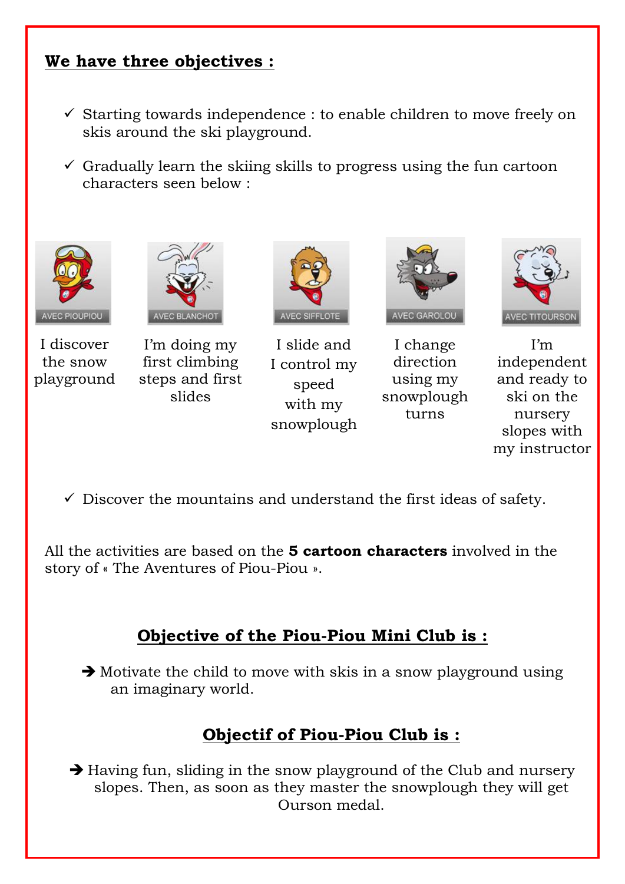## We have three objectives :

- ✓ Starting towards independence : to enable children to move freely on skis around the ski playground.
- ✓ Gradually learn the skiing skills to progress using the fun cartoon characters seen below :

| AVEC PIOUPIOU | AVEC BLANCHOT | AVEC SIFFLOTE | AVEC GAROLOU | AVEC TITOURSON |
| --- | --- | --- | --- | --- |
| I discover the snow playground | I'm doing my first climbing steps and first slides | I slide and I control my speed with my snowplough | I change direction using my snowplough turns | I'm independent and ready to ski on the nursery slopes with my instructor |

- ✓ Discover the mountains and understand the first ideas of safety.

All the activities are based on the **5 cartoon characters** involved in the story of « The Aventures of Piou-Piou ».

### Objective of the Piou-Piou Mini Club is :

➔ Motivate the child to move with skis in a snow playground using an imaginary world.

### Objectif of Piou-Piou Club is :

➔ Having fun, sliding in the snow playground of the Club and nursery slopes. Then, as soon as they master the snowplough they will get Ourson medal.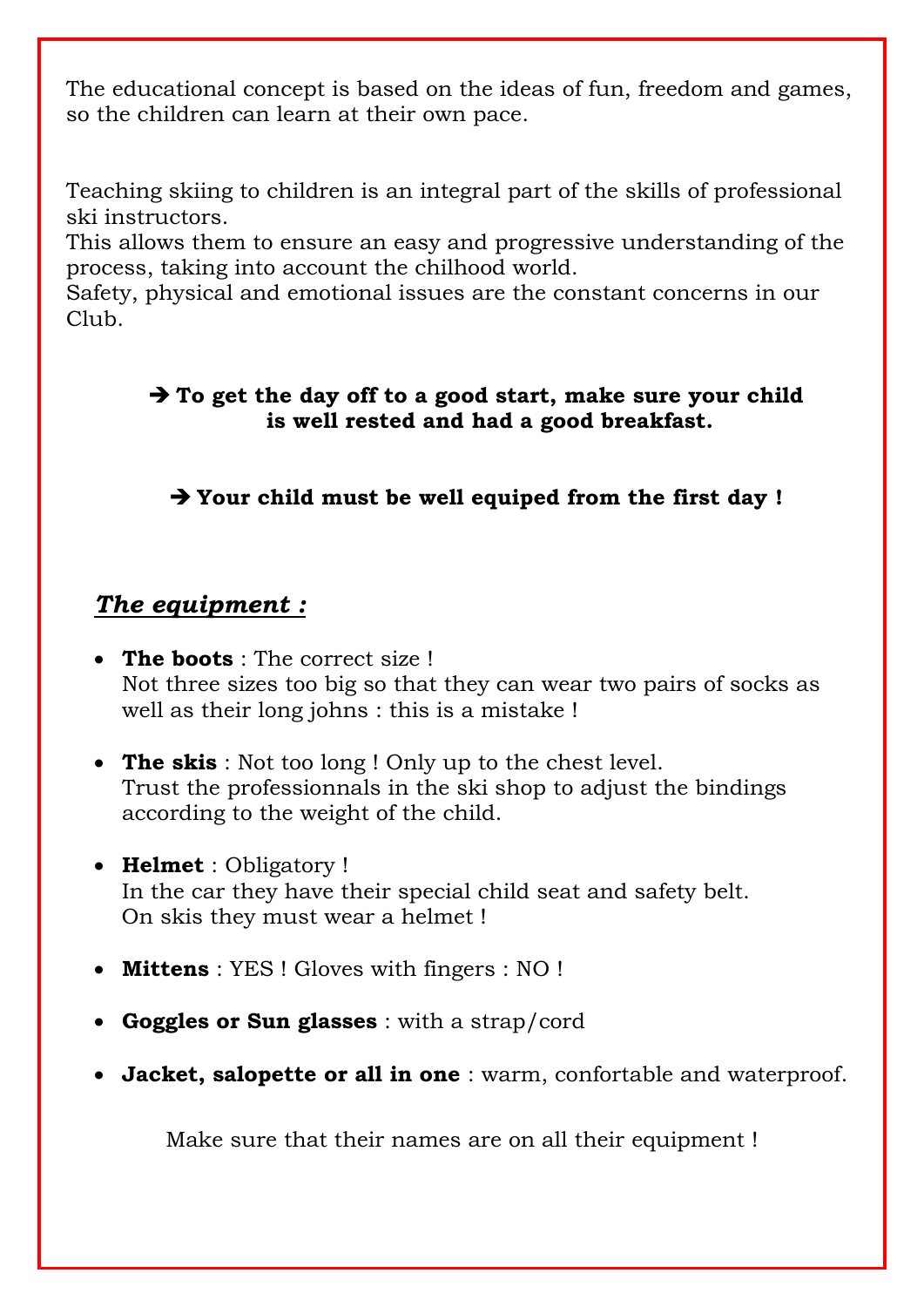The educational concept is based on the ideas of fun, freedom and games, so the children can learn at their own pace.

Teaching skiing to children is an integral part of the skills of professional ski instructors.
This allows them to ensure an easy and progressive understanding of the process, taking into account the chilhood world.
Safety, physical and emotional issues are the constant concerns in our Club.

**➔ To get the day off to a good start, make sure your child is well rested and had a good breakfast.**

**➔ Your child must be well equiped from the first day !**

***The equipment :***

- **The boots** : The correct size !
  Not three sizes too big so that they can wear two pairs of socks as well as their long johns : this is a mistake !

- **The skis** : Not too long ! Only up to the chest level.
  Trust the professionnals in the ski shop to adjust the bindings according to the weight of the child.

- **Helmet** : Obligatory !
  In the car they have their special child seat and safety belt.
  On skis they must wear a helmet !

- **Mittens** : YES ! Gloves with fingers : NO !

- **Goggles or Sun glasses** : with a strap/cord

- **Jacket, salopette or all in one** : warm, confortable and waterproof.

Make sure that their names are on all their equipment !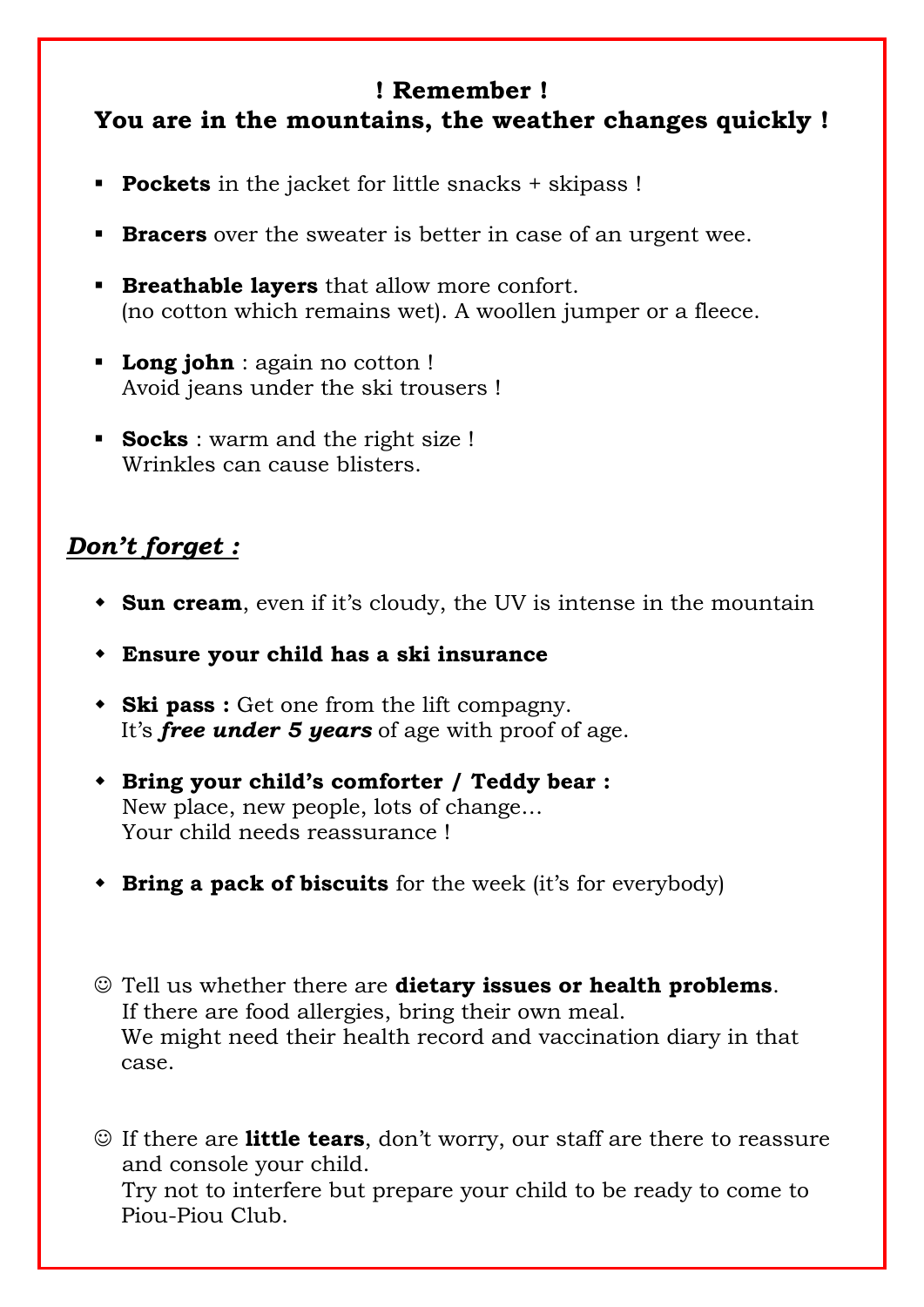**! Remember !**
**You are in the mountains, the weather changes quickly !**

- **Pockets** in the jacket for little snacks + skipass !
- **Bracers** over the sweater is better in case of an urgent wee.
- **Breathable layers** that allow more confort.
  (no cotton which remains wet). A woollen jumper or a fleece.
- **Long john** : again no cotton !
  Avoid jeans under the ski trousers !
- **Socks** : warm and the right size !
  Wrinkles can cause blisters.

## ***Don't forget :***

- **Sun cream**, even if it's cloudy, the UV is intense in the mountain
- **Ensure your child has a ski insurance**
- **Ski pass :** Get one from the lift compagny.
  It's ***free under 5 years*** of age with proof of age.
- **Bring your child's comforter / Teddy bear :**
  New place, new people, lots of change…
  Your child needs reassurance !
- **Bring a pack of biscuits** for the week (it's for everybody)

☺ Tell us whether there are **dietary issues or health problems**.
If there are food allergies, bring their own meal.
We might need their health record and vaccination diary in that case.

☺ If there are **little tears**, don't worry, our staff are there to reassure and console your child.
Try not to interfere but prepare your child to be ready to come to Piou-Piou Club.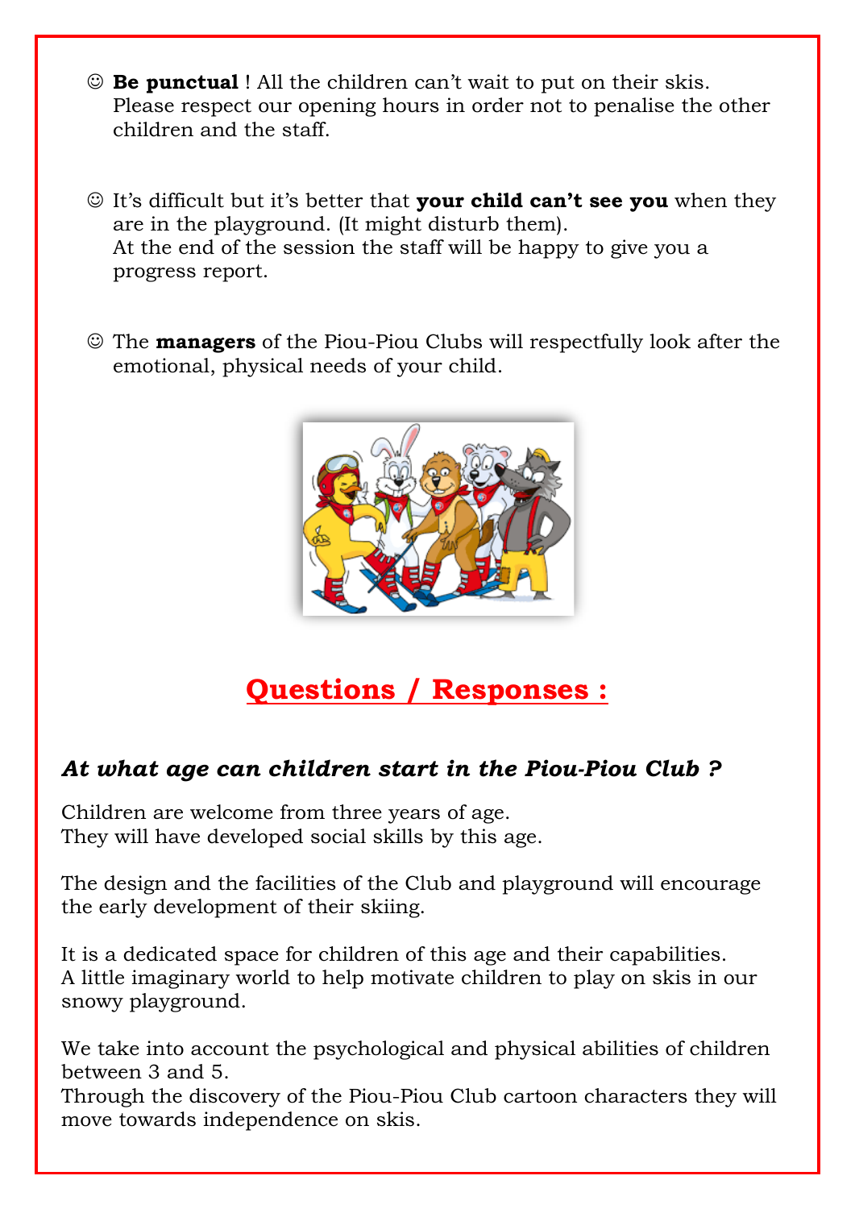- ☺ **Be punctual** ! All the children can't wait to put on their skis. Please respect our opening hours in order not to penalise the other children and the staff.

- ☺ It's difficult but it's better that **your child can't see you** when they are in the playground. (It might disturb them).
  At the end of the session the staff will be happy to give you a progress report.

- ☺ The **managers** of the Piou-Piou Clubs will respectfully look after the emotional, physical needs of your child.

## Questions / Responses :

### *At what age can children start in the Piou-Piou Club ?*

Children are welcome from three years of age.
They will have developed social skills by this age.

The design and the facilities of the Club and playground will encourage the early development of their skiing.

It is a dedicated space for children of this age and their capabilities.
A little imaginary world to help motivate children to play on skis in our snowy playground.

We take into account the psychological and physical abilities of children between 3 and 5.
Through the discovery of the Piou-Piou Club cartoon characters they will move towards independence on skis.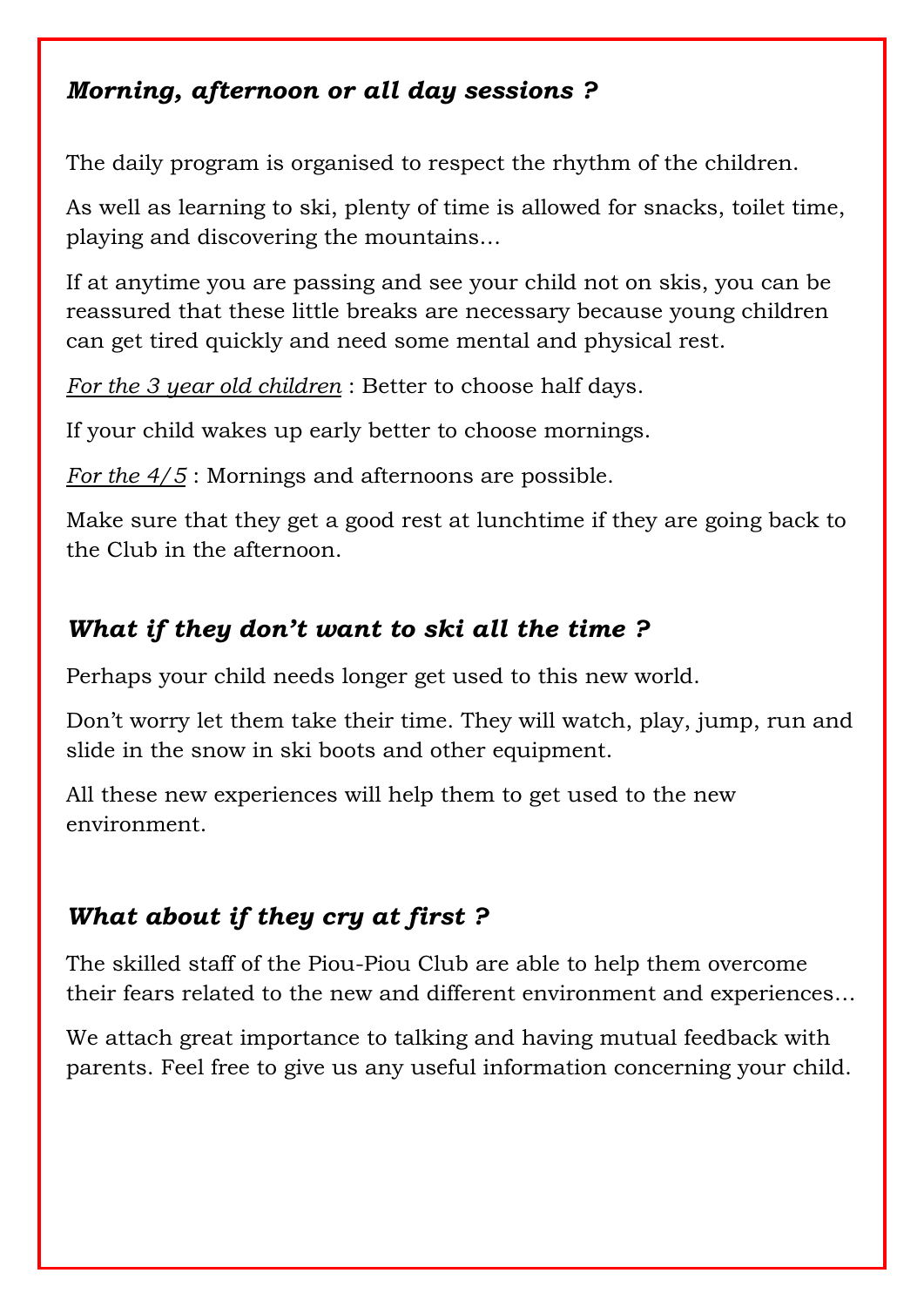### *Morning, afternoon or all day sessions ?*

The daily program is organised to respect the rhythm of the children.

As well as learning to ski, plenty of time is allowed for snacks, toilet time, playing and discovering the mountains…

If at anytime you are passing and see your child not on skis, you can be reassured that these little breaks are necessary because young children can get tired quickly and need some mental and physical rest.

<u>*For the 3 year old children*</u> : Better to choose half days.

If your child wakes up early better to choose mornings.

<u>*For the 4/5*</u> : Mornings and afternoons are possible.

Make sure that they get a good rest at lunchtime if they are going back to the Club in the afternoon.

### *What if they don't want to ski all the time ?*

Perhaps your child needs longer get used to this new world.

Don't worry let them take their time. They will watch, play, jump, run and slide in the snow in ski boots and other equipment.

All these new experiences will help them to get used to the new environment.

### *What about if they cry at first ?*

The skilled staff of the Piou-Piou Club are able to help them overcome their fears related to the new and different environment and experiences…

We attach great importance to talking and having mutual feedback with parents. Feel free to give us any useful information concerning your child.